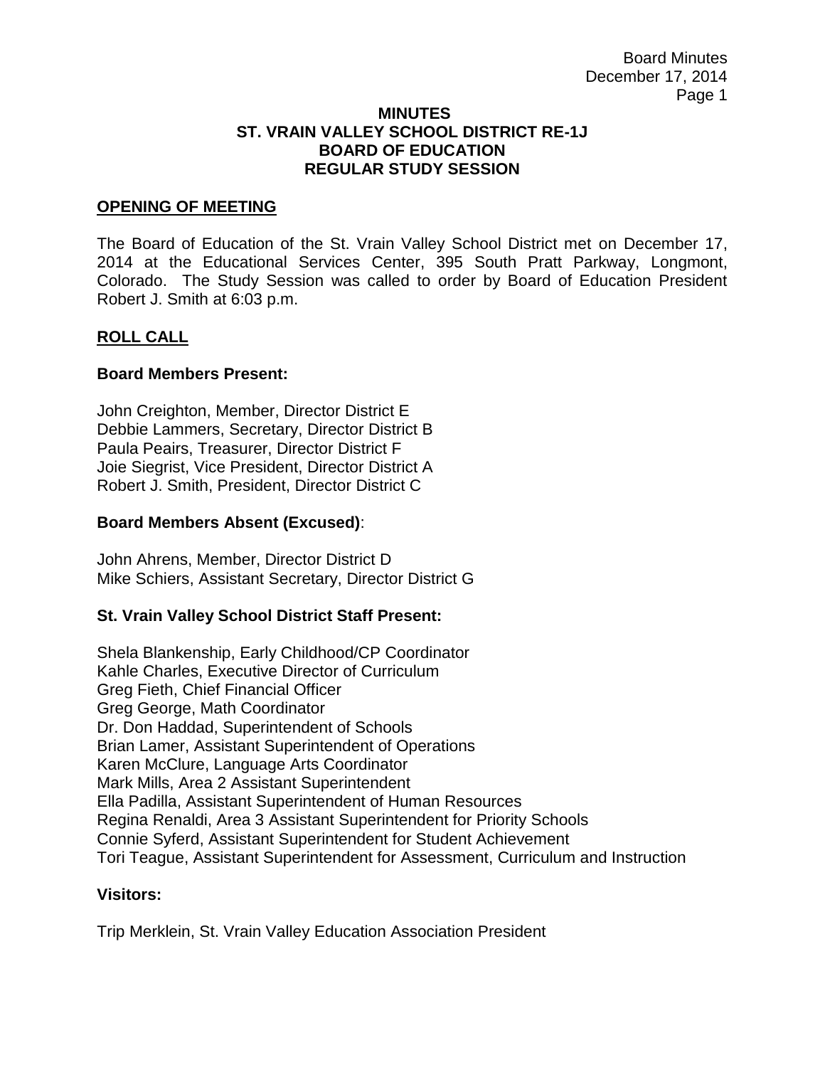# MINUTES
# ST. VRAIN VALLEY SCHOOL DISTRICT RE-1J
# BOARD OF EDUCATION
# REGULAR STUDY SESSION

## OPENING OF MEETING

The Board of Education of the St. Vrain Valley School District met on December 17, 2014 at the Educational Services Center, 395 South Pratt Parkway, Longmont, Colorado. The Study Session was called to order by Board of Education President Robert J. Smith at 6:03 p.m.

## ROLL CALL

### Board Members Present:

John Creighton, Member, Director District E
Debbie Lammers, Secretary, Director District B
Paula Peairs, Treasurer, Director District F
Joie Siegrist, Vice President, Director District A
Robert J. Smith, President, Director District C

### Board Members Absent (Excused):

John Ahrens, Member, Director District D
Mike Schiers, Assistant Secretary, Director District G

### St. Vrain Valley School District Staff Present:

Shela Blankenship, Early Childhood/CP Coordinator
Kahle Charles, Executive Director of Curriculum
Greg Fieth, Chief Financial Officer
Greg George, Math Coordinator
Dr. Don Haddad, Superintendent of Schools
Brian Lamer, Assistant Superintendent of Operations
Karen McClure, Language Arts Coordinator
Mark Mills, Area 2 Assistant Superintendent
Ella Padilla, Assistant Superintendent of Human Resources
Regina Renaldi, Area 3 Assistant Superintendent for Priority Schools
Connie Syferd, Assistant Superintendent for Student Achievement
Tori Teague, Assistant Superintendent for Assessment, Curriculum and Instruction

### Visitors:

Trip Merklein, St. Vrain Valley Education Association President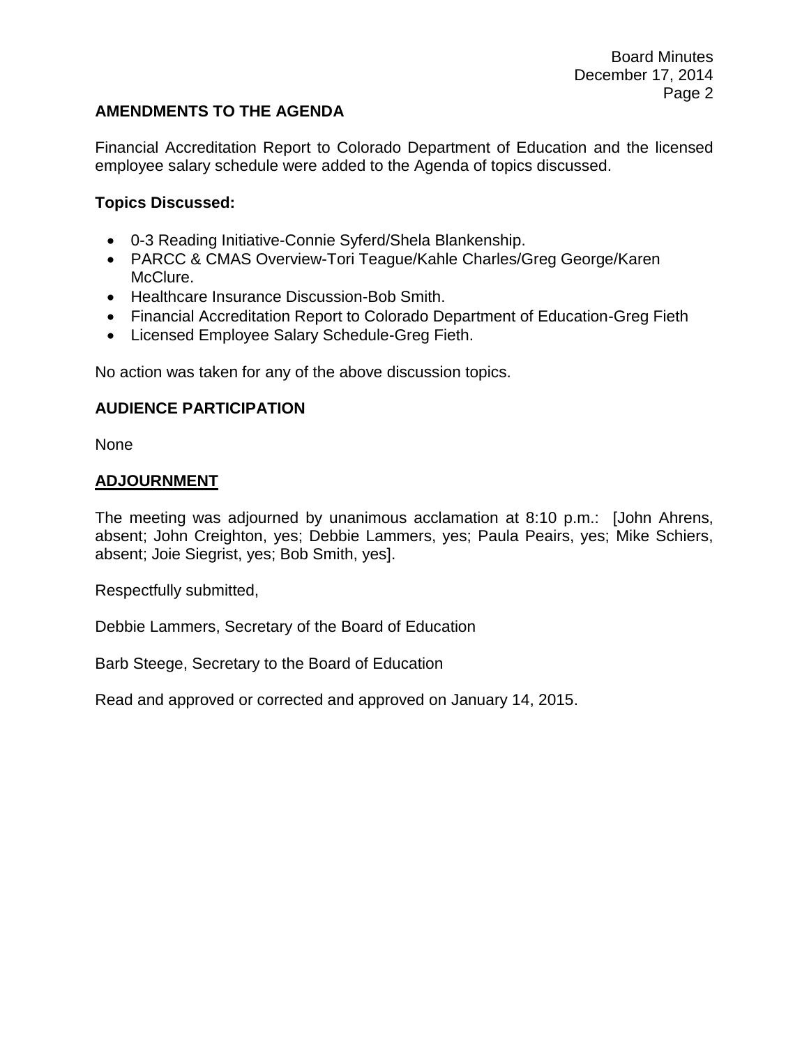## AMENDMENTS TO THE AGENDA

Financial Accreditation Report to Colorado Department of Education and the licensed employee salary schedule were added to the Agenda of topics discussed.

### Topics Discussed:

- 0-3 Reading Initiative-Connie Syferd/Shela Blankenship.
- PARCC & CMAS Overview-Tori Teague/Kahle Charles/Greg George/Karen McClure.
- Healthcare Insurance Discussion-Bob Smith.
- Financial Accreditation Report to Colorado Department of Education-Greg Fieth
- Licensed Employee Salary Schedule-Greg Fieth.

No action was taken for any of the above discussion topics.

## AUDIENCE PARTICIPATION

None

## ADJOURNMENT

The meeting was adjourned by unanimous acclamation at 8:10 p.m.: [John Ahrens, absent; John Creighton, yes; Debbie Lammers, yes; Paula Peairs, yes; Mike Schiers, absent; Joie Siegrist, yes; Bob Smith, yes].

Respectfully submitted,

Debbie Lammers, Secretary of the Board of Education

Barb Steege, Secretary to the Board of Education

Read and approved or corrected and approved on January 14, 2015.